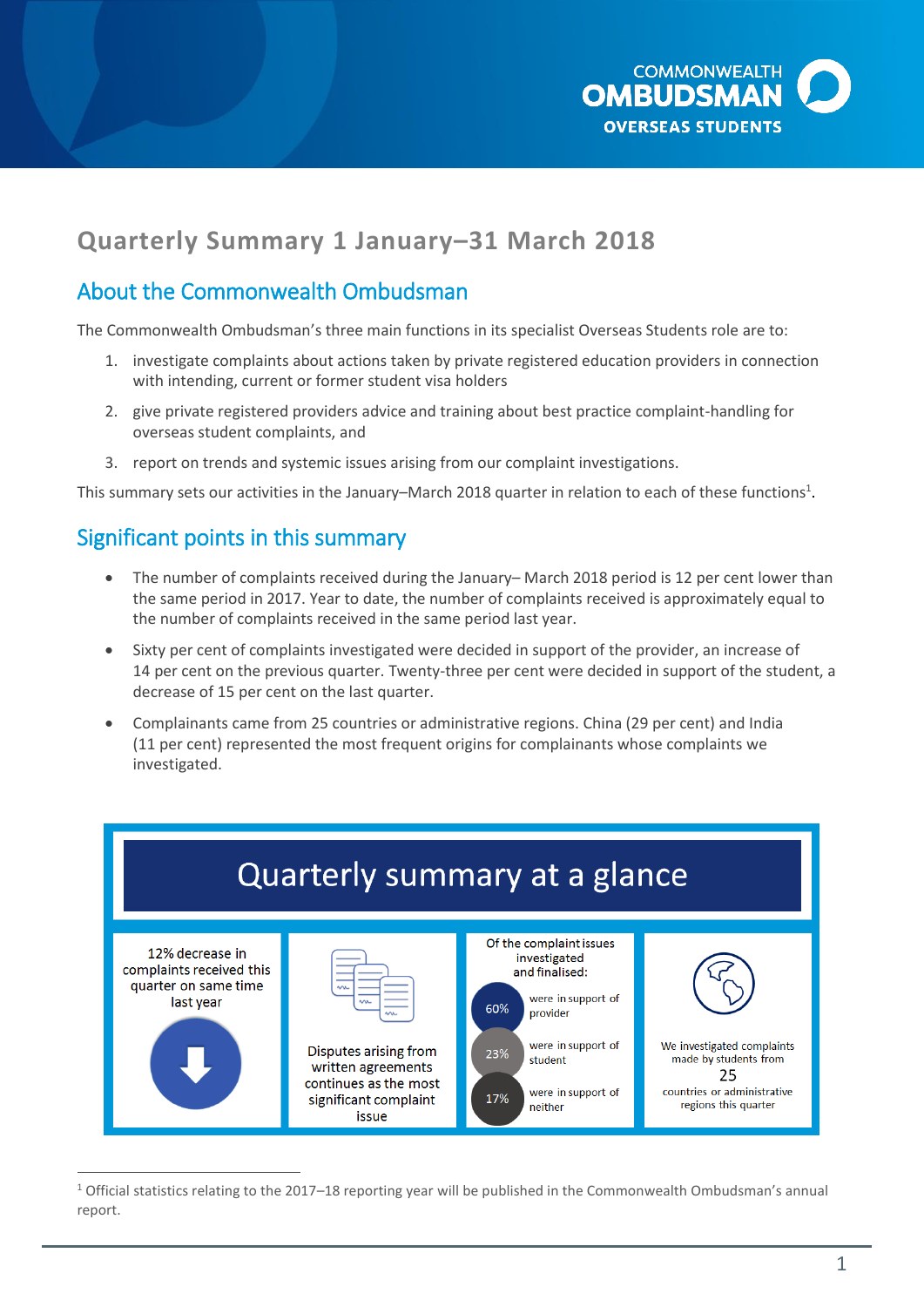COMMONWEALTH OMBUDSMAN OVERSEAS STUDENTS

# Quarterly Summary 1 January–31 March 2018

## About the Commonwealth Ombudsman

The Commonwealth Ombudsman's three main functions in its specialist Overseas Students role are to:

1. investigate complaints about actions taken by private registered education providers in connection with intending, current or former student visa holders
2. give private registered providers advice and training about best practice complaint-handling for overseas student complaints, and
3. report on trends and systemic issues arising from our complaint investigations.

This summary sets our activities in the January–March 2018 quarter in relation to each of these functions[1].

## Significant points in this summary

- The number of complaints received during the January– March 2018 period is 12 per cent lower than the same period in 2017. Year to date, the number of complaints received is approximately equal to the number of complaints received in the same period last year.
- Sixty per cent of complaints investigated were decided in support of the provider, an increase of 14 per cent on the previous quarter. Twenty-three per cent were decided in support of the student, a decrease of 15 per cent on the last quarter.
- Complainants came from 25 countries or administrative regions. China (29 per cent) and India (11 per cent) represented the most frequent origins for complainants whose complaints we investigated.

## Quarterly summary at a glance

12% decrease in complaints received this quarter on same time last year

Disputes arising from written agreements continues as the most significant complaint issue

Of the complaint issues investigated and finalised:

- 60% were in support of provider
- 23% were in support of student
- 17% were in support of neither

We investigated complaints made by students from 25 countries or administrative regions this quarter

[1] Official statistics relating to the 2017–18 reporting year will be published in the Commonwealth Ombudsman's annual report.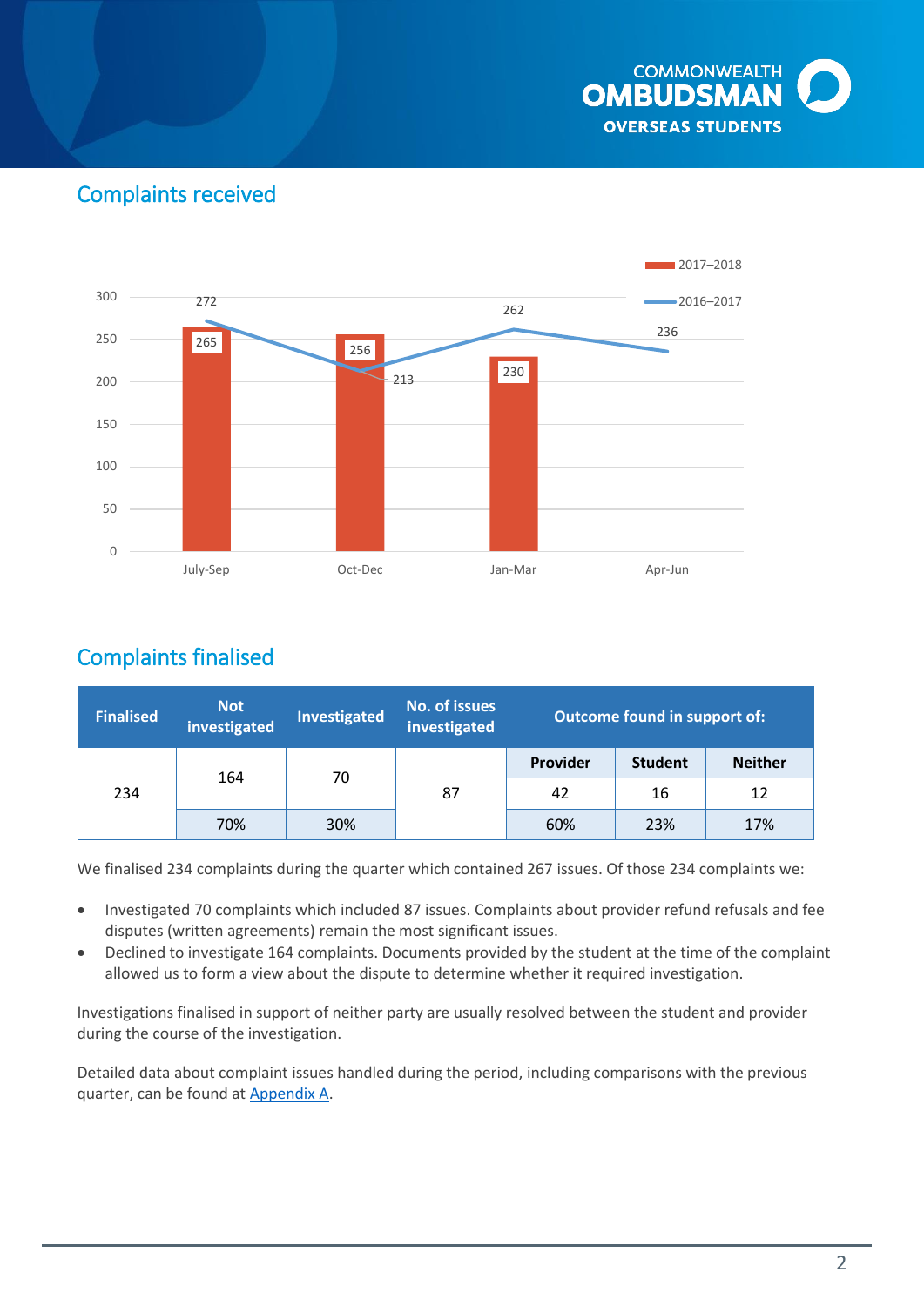## Complaints received

| Quarter | 2017–2018 | 2016–2017 |
|---|---|---|
| July-Sep | 265 | 272 |
| Oct-Dec | 256 | 213 |
| Jan-Mar | 230 | 262 |
| Apr-Jun | | 236 |

## Complaints finalised

| Finalised | Not investigated | Investigated | No. of issues investigated | Outcome found in support of: | | |
|---|---|---|---|---|---|---|
| | | | | Provider | Student | Neither |
| 234 | 164 | 70 | 87 | 42 | 16 | 12 |
| | 70% | 30% | | 60% | 23% | 17% |

We finalised 234 complaints during the quarter which contained 267 issues. Of those 234 complaints we:

- Investigated 70 complaints which included 87 issues. Complaints about provider refund refusals and fee disputes (written agreements) remain the most significant issues.
- Declined to investigate 164 complaints. Documents provided by the student at the time of the complaint allowed us to form a view about the dispute to determine whether it required investigation.

Investigations finalised in support of neither party are usually resolved between the student and provider during the course of the investigation.

Detailed data about complaint issues handled during the period, including comparisons with the previous quarter, can be found at Appendix A.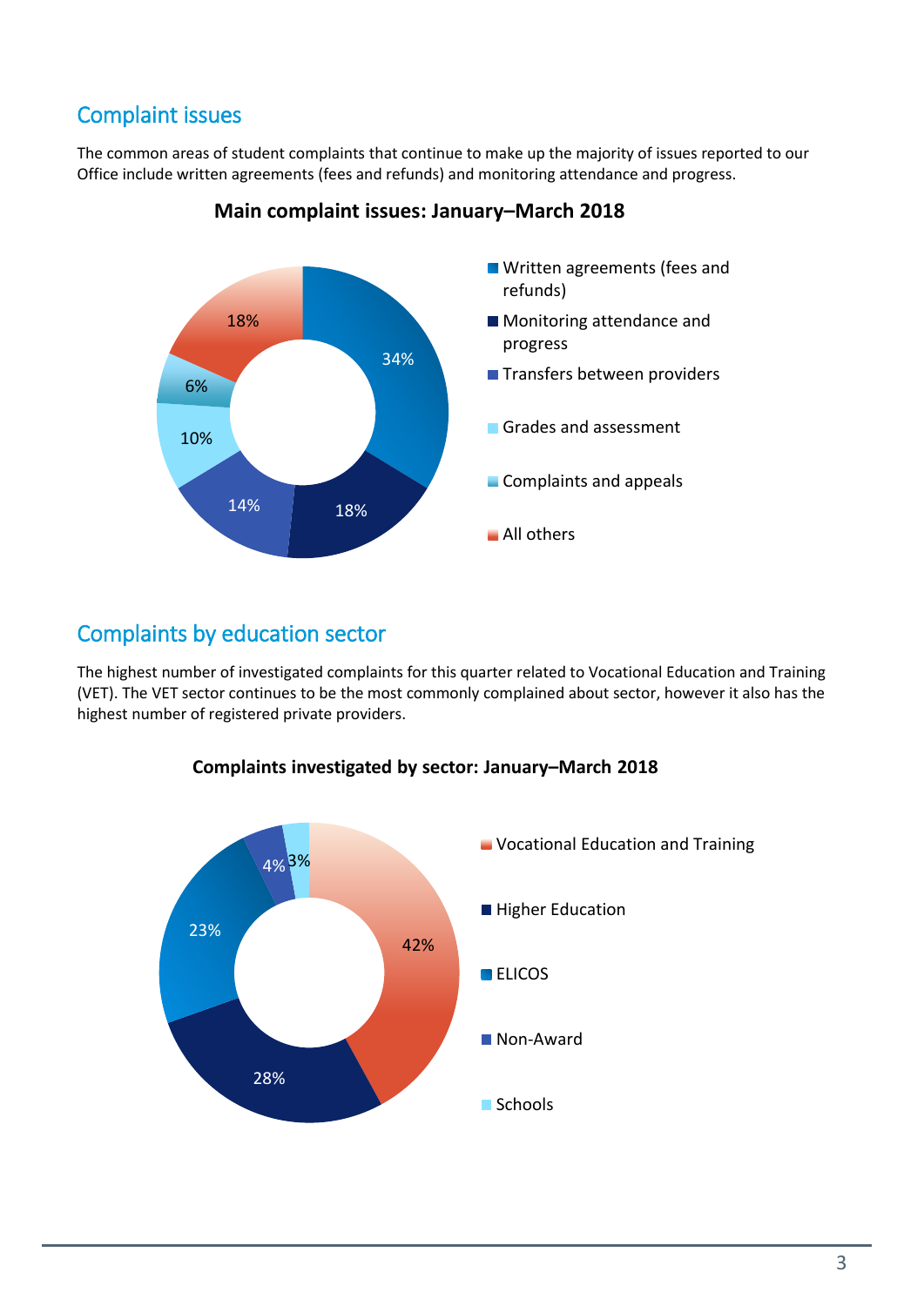## Complaint issues

The common areas of student complaints that continue to make up the majority of issues reported to our Office include written agreements (fees and refunds) and monitoring attendance and progress.

**Main complaint issues: January–March 2018**

| Issue | Percentage |
| --- | --- |
| Written agreements (fees and refunds) | 34% |
| Monitoring attendance and progress | 18% |
| Transfers between providers | 14% |
| Grades and assessment | 10% |
| Complaints and appeals | 6% |
| All others | 18% |

## Complaints by education sector

The highest number of investigated complaints for this quarter related to Vocational Education and Training (VET). The VET sector continues to be the most commonly complained about sector, however it also has the highest number of registered private providers.

**Complaints investigated by sector: January–March 2018**

| Sector | Percentage |
| --- | --- |
| Vocational Education and Training | 42% |
| Higher Education | 28% |
| ELICOS | 23% |
| Non-Award | 4% |
| Schools | 3% |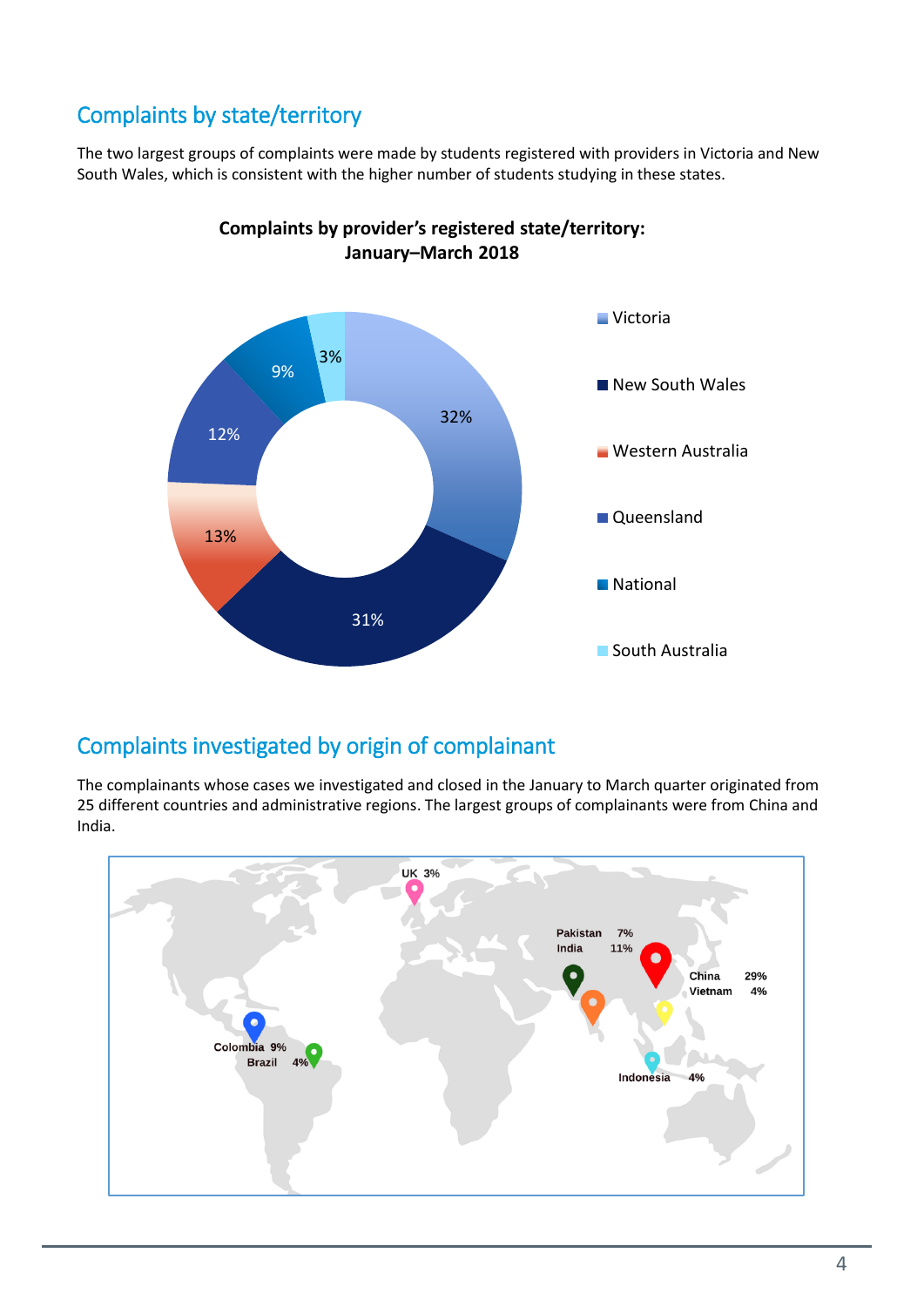## Complaints by state/territory

The two largest groups of complaints were made by students registered with providers in Victoria and New South Wales, which is consistent with the higher number of students studying in these states.

**Complaints by provider's registered state/territory: January–March 2018**

| State/territory | Percentage |
|---|---|
| Victoria | 32% |
| New South Wales | 31% |
| Western Australia | 13% |
| Queensland | 12% |
| National | 9% |
| South Australia | 3% |

## Complaints investigated by origin of complainant

The complainants whose cases we investigated and closed in the January to March quarter originated from 25 different countries and administrative regions. The largest groups of complainants were from China and India.

| Country | Percentage |
|---|---|
| China | 29% |
| India | 11% |
| Colombia | 9% |
| Pakistan | 7% |
| Vietnam | 4% |
| Brazil | 4% |
| Indonesia | 4% |
| UK | 3% |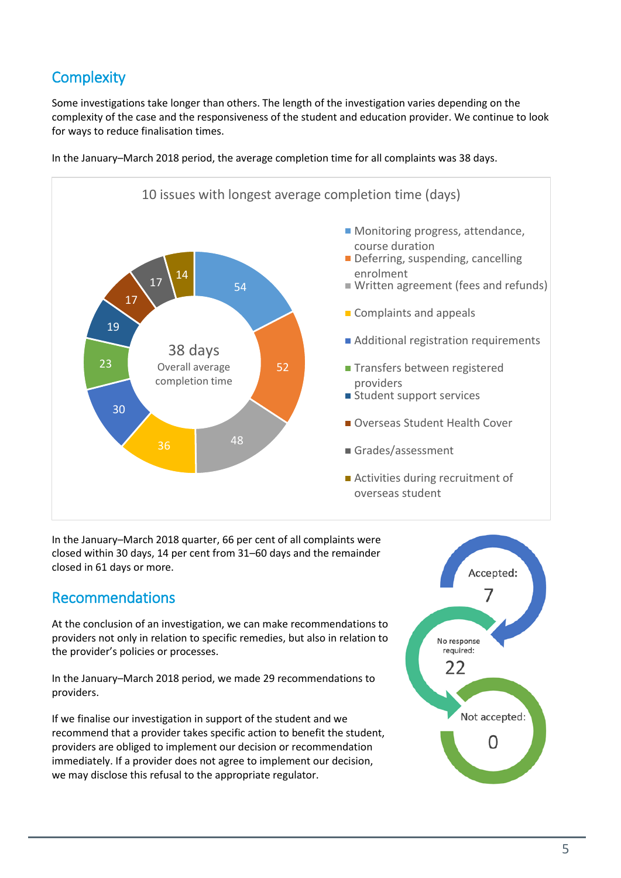## Complexity

Some investigations take longer than others. The length of the investigation varies depending on the complexity of the case and the responsiveness of the student and education provider. We continue to look for ways to reduce finalisation times.

In the January–March 2018 period, the average completion time for all complaints was 38 days.

**10 issues with longest average completion time (days)**

38 days — Overall average completion time

| Issue | Days |
| --- | --- |
| Monitoring progress, attendance, course duration | 54 |
| Deferring, suspending, cancelling enrolment | 52 |
| Written agreement (fees and refunds) | 48 |
| Complaints and appeals | 36 |
| Additional registration requirements | 30 |
| Transfers between registered providers | 23 |
| Student support services | 19 |
| Overseas Student Health Cover | 17 |
| Grades/assessment | 17 |
| Activities during recruitment of overseas student | 14 |

In the January–March 2018 quarter, 66 per cent of all complaints were closed within 30 days, 14 per cent from 31–60 days and the remainder closed in 61 days or more.

## Recommendations

At the conclusion of an investigation, we can make recommendations to providers not only in relation to specific remedies, but also in relation to the provider's policies or processes.

In the January–March 2018 period, we made 29 recommendations to providers.

If we finalise our investigation in support of the student and we recommend that a provider takes specific action to benefit the student, providers are obliged to implement our decision or recommendation immediately. If a provider does not agree to implement our decision, we may disclose this refusal to the appropriate regulator.

Accepted: 7

No response required: 22

Not accepted: 0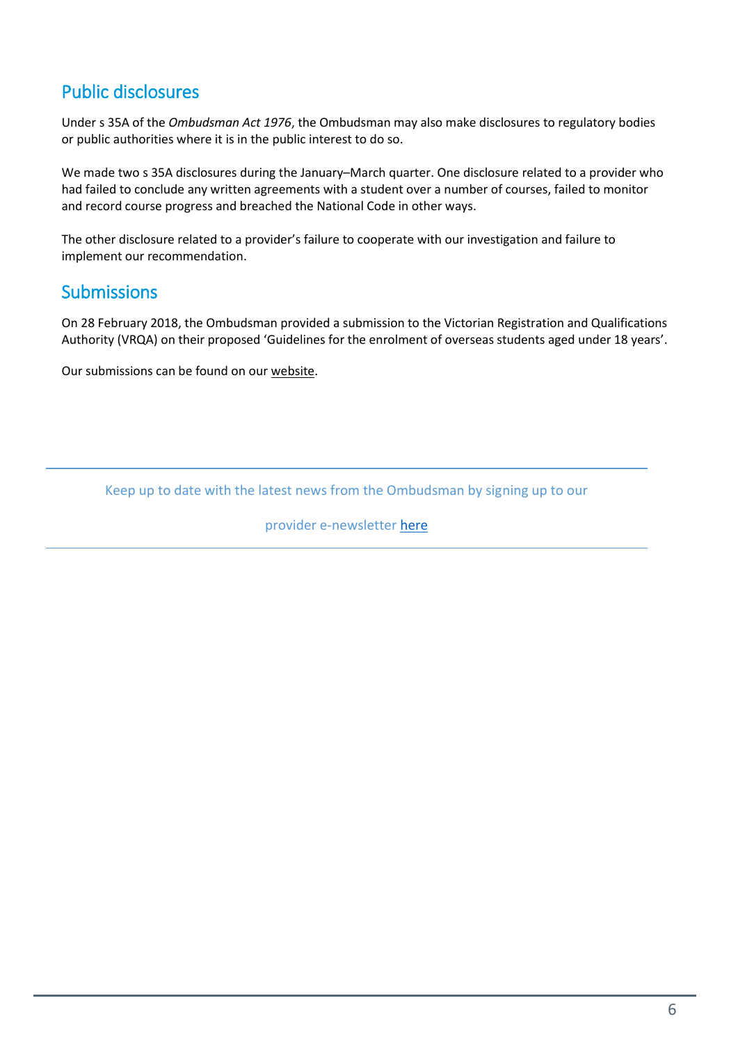## Public disclosures

Under s 35A of the *Ombudsman Act 1976*, the Ombudsman may also make disclosures to regulatory bodies or public authorities where it is in the public interest to do so.

We made two s 35A disclosures during the January–March quarter. One disclosure related to a provider who had failed to conclude any written agreements with a student over a number of courses, failed to monitor and record course progress and breached the National Code in other ways.

The other disclosure related to a provider's failure to cooperate with our investigation and failure to implement our recommendation.

## Submissions

On 28 February 2018, the Ombudsman provided a submission to the Victorian Registration and Qualifications Authority (VRQA) on their proposed 'Guidelines for the enrolment of overseas students aged under 18 years'.

Our submissions can be found on our website.

---

Keep up to date with the latest news from the Ombudsman by signing up to our provider e-newsletter here

---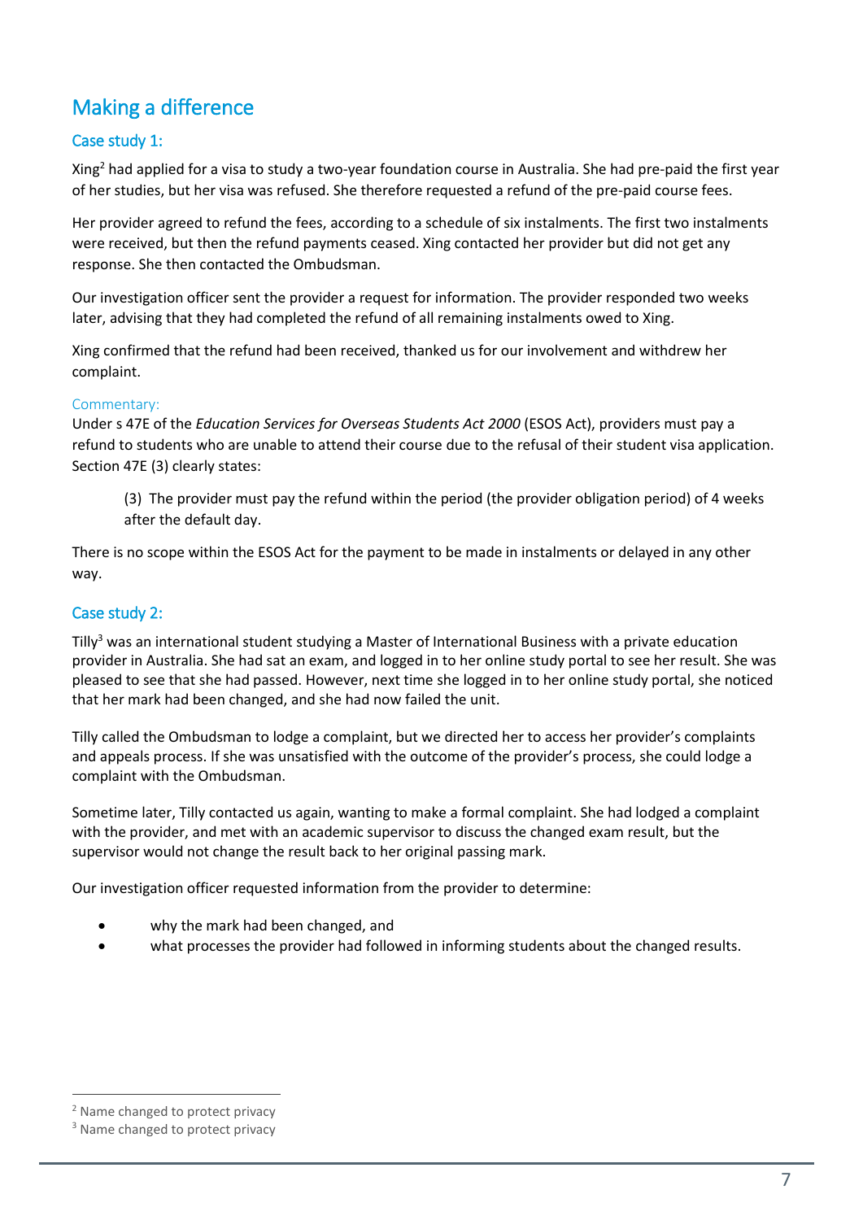## Making a difference

### Case study 1:

Xing[2] had applied for a visa to study a two-year foundation course in Australia. She had pre-paid the first year of her studies, but her visa was refused. She therefore requested a refund of the pre-paid course fees.

Her provider agreed to refund the fees, according to a schedule of six instalments. The first two instalments were received, but then the refund payments ceased. Xing contacted her provider but did not get any response. She then contacted the Ombudsman.

Our investigation officer sent the provider a request for information. The provider responded two weeks later, advising that they had completed the refund of all remaining instalments owed to Xing.

Xing confirmed that the refund had been received, thanked us for our involvement and withdrew her complaint.

Commentary:
Under s 47E of the *Education Services for Overseas Students Act 2000* (ESOS Act), providers must pay a refund to students who are unable to attend their course due to the refusal of their student visa application. Section 47E (3) clearly states:

> (3) The provider must pay the refund within the period (the provider obligation period) of 4 weeks after the default day.

There is no scope within the ESOS Act for the payment to be made in instalments or delayed in any other way.

### Case study 2:

Tilly[3] was an international student studying a Master of International Business with a private education provider in Australia. She had sat an exam, and logged in to her online study portal to see her result. She was pleased to see that she had passed. However, next time she logged in to her online study portal, she noticed that her mark had been changed, and she had now failed the unit.

Tilly called the Ombudsman to lodge a complaint, but we directed her to access her provider's complaints and appeals process. If she was unsatisfied with the outcome of the provider's process, she could lodge a complaint with the Ombudsman.

Sometime later, Tilly contacted us again, wanting to make a formal complaint. She had lodged a complaint with the provider, and met with an academic supervisor to discuss the changed exam result, but the supervisor would not change the result back to her original passing mark.

Our investigation officer requested information from the provider to determine:

- why the mark had been changed, and
- what processes the provider had followed in informing students about the changed results.

---

[2] Name changed to protect privacy
[3] Name changed to protect privacy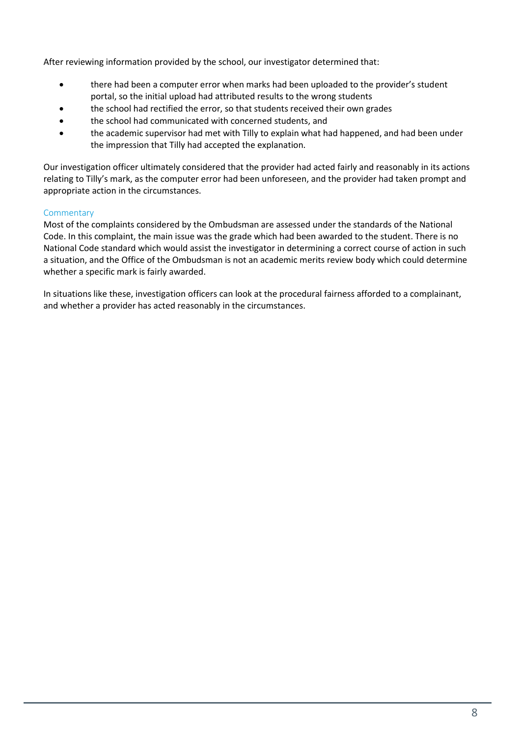After reviewing information provided by the school, our investigator determined that:

- there had been a computer error when marks had been uploaded to the provider's student portal, so the initial upload had attributed results to the wrong students
- the school had rectified the error, so that students received their own grades
- the school had communicated with concerned students, and
- the academic supervisor had met with Tilly to explain what had happened, and had been under the impression that Tilly had accepted the explanation.

Our investigation officer ultimately considered that the provider had acted fairly and reasonably in its actions relating to Tilly's mark, as the computer error had been unforeseen, and the provider had taken prompt and appropriate action in the circumstances.

### Commentary

Most of the complaints considered by the Ombudsman are assessed under the standards of the National Code. In this complaint, the main issue was the grade which had been awarded to the student. There is no National Code standard which would assist the investigator in determining a correct course of action in such a situation, and the Office of the Ombudsman is not an academic merits review body which could determine whether a specific mark is fairly awarded.

In situations like these, investigation officers can look at the procedural fairness afforded to a complainant, and whether a provider has acted reasonably in the circumstances.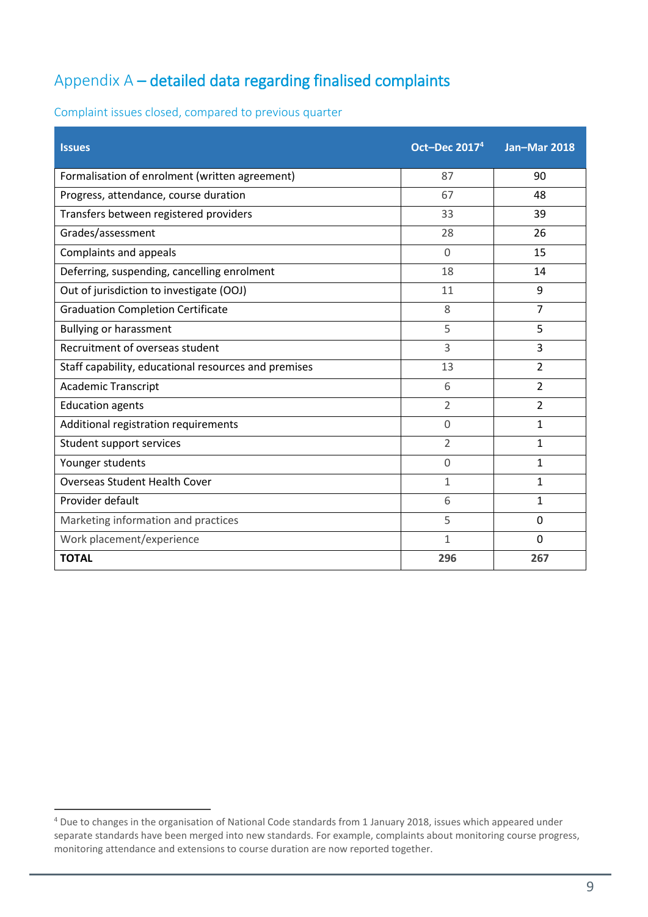# Appendix A – detailed data regarding finalised complaints

## Complaint issues closed, compared to previous quarter

| Issues | Oct–Dec 2017[4] | Jan–Mar 2018 |
|---|---|---|
| Formalisation of enrolment (written agreement) | 87 | 90 |
| Progress, attendance, course duration | 67 | 48 |
| Transfers between registered providers | 33 | 39 |
| Grades/assessment | 28 | 26 |
| Complaints and appeals | 0 | 15 |
| Deferring, suspending, cancelling enrolment | 18 | 14 |
| Out of jurisdiction to investigate (OOJ) | 11 | 9 |
| Graduation Completion Certificate | 8 | 7 |
| Bullying or harassment | 5 | 5 |
| Recruitment of overseas student | 3 | 3 |
| Staff capability, educational resources and premises | 13 | 2 |
| Academic Transcript | 6 | 2 |
| Education agents | 2 | 2 |
| Additional registration requirements | 0 | 1 |
| Student support services | 2 | 1 |
| Younger students | 0 | 1 |
| Overseas Student Health Cover | 1 | 1 |
| Provider default | 6 | 1 |
| Marketing information and practices | 5 | 0 |
| Work placement/experience | 1 | 0 |
| **TOTAL** | **296** | **267** |

[4] Due to changes in the organisation of National Code standards from 1 January 2018, issues which appeared under separate standards have been merged into new standards. For example, complaints about monitoring course progress, monitoring attendance and extensions to course duration are now reported together.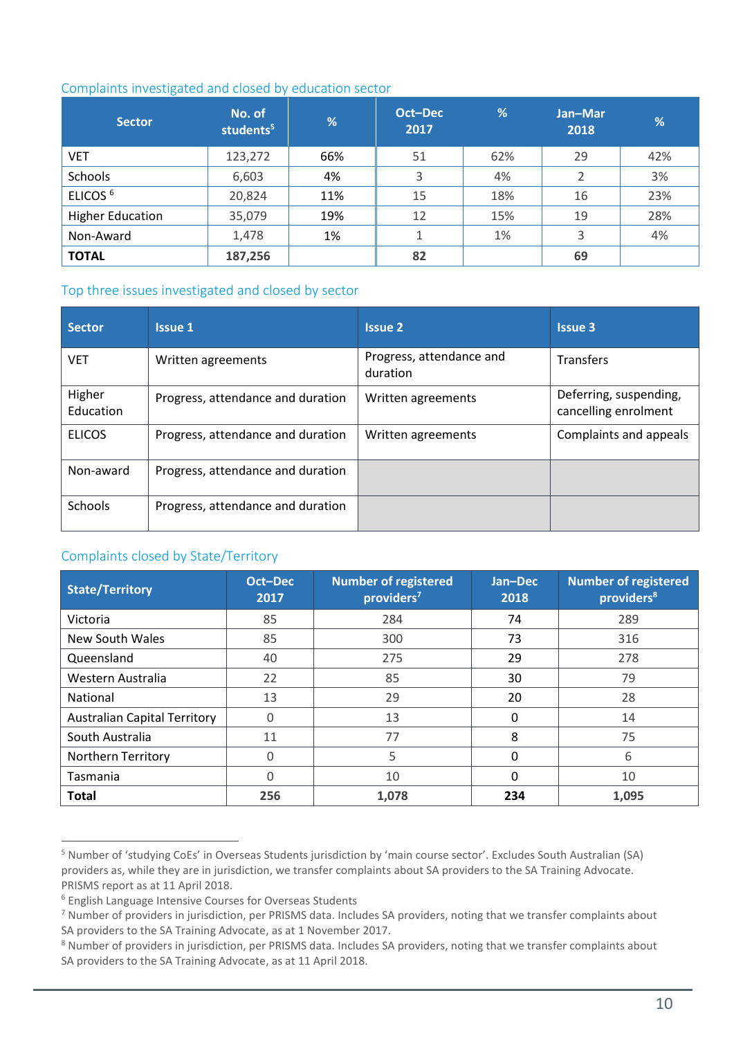### Complaints investigated and closed by education sector

| Sector | No. of students[5] | % | Oct–Dec 2017 | % | Jan–Mar 2018 | % |
|---|---|---|---|---|---|---|
| VET | 123,272 | 66% | 51 | 62% | 29 | 42% |
| Schools | 6,603 | 4% | 3 | 4% | 2 | 3% |
| ELICOS [6] | 20,824 | 11% | 15 | 18% | 16 | 23% |
| Higher Education | 35,079 | 19% | 12 | 15% | 19 | 28% |
| Non-Award | 1,478 | 1% | 1 | 1% | 3 | 4% |
| **TOTAL** | **187,256** | | **82** | | **69** | |

### Top three issues investigated and closed by sector

| Sector | Issue 1 | Issue 2 | Issue 3 |
|---|---|---|---|
| VET | Written agreements | Progress, attendance and duration | Transfers |
| Higher Education | Progress, attendance and duration | Written agreements | Deferring, suspending, cancelling enrolment |
| ELICOS | Progress, attendance and duration | Written agreements | Complaints and appeals |
| Non-award | Progress, attendance and duration | | |
| Schools | Progress, attendance and duration | | |

### Complaints closed by State/Territory

| State/Territory | Oct–Dec 2017 | Number of registered providers[7] | Jan–Dec 2018 | Number of registered providers[8] |
|---|---|---|---|---|
| Victoria | 85 | 284 | 74 | 289 |
| New South Wales | 85 | 300 | 73 | 316 |
| Queensland | 40 | 275 | 29 | 278 |
| Western Australia | 22 | 85 | 30 | 79 |
| National | 13 | 29 | 20 | 28 |
| Australian Capital Territory | 0 | 13 | 0 | 14 |
| South Australia | 11 | 77 | 8 | 75 |
| Northern Territory | 0 | 5 | 0 | 6 |
| Tasmania | 0 | 10 | 0 | 10 |
| **Total** | **256** | **1,078** | **234** | **1,095** |

---

[5] Number of 'studying CoEs' in Overseas Students jurisdiction by 'main course sector'. Excludes South Australian (SA) providers as, while they are in jurisdiction, we transfer complaints about SA providers to the SA Training Advocate. PRISMS report as at 11 April 2018.

[6] English Language Intensive Courses for Overseas Students

[7] Number of providers in jurisdiction, per PRISMS data. Includes SA providers, noting that we transfer complaints about SA providers to the SA Training Advocate, as at 1 November 2017.

[8] Number of providers in jurisdiction, per PRISMS data. Includes SA providers, noting that we transfer complaints about SA providers to the SA Training Advocate, as at 11 April 2018.